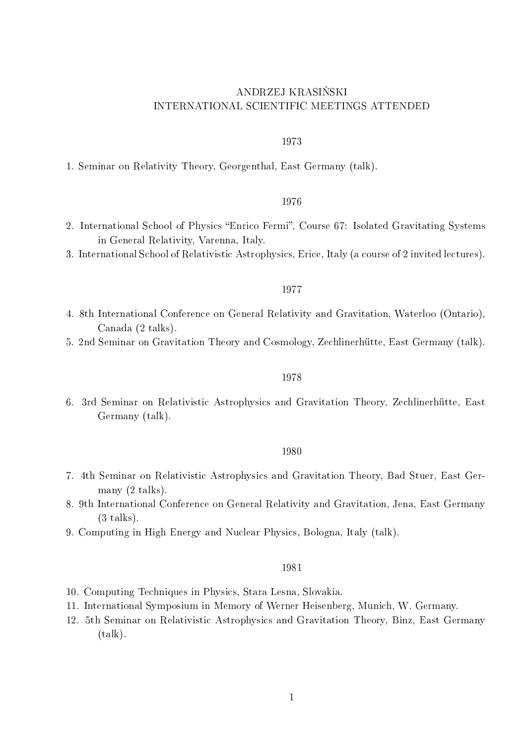# ANDRZEJ KRASIŃSKI
## INTERNATIONAL SCIENTIFIC MEETINGS ATTENDED

### 1973

1. Seminar on Relativity Theory, Georgenthal, East Germany (talk).

### 1976

2. International School of Physics "Enrico Fermi", Course 67: Isolated Gravitating Systems in General Relativity, Varenna, Italy.
3. International School of Relativistic Astrophysics, Erice, Italy (a course of 2 invited lectures).

### 1977

4. 8th International Conference on General Relativity and Gravitation, Waterloo (Ontario), Canada (2 talks).
5. 2nd Seminar on Gravitation Theory and Cosmology, Zechlinerhütte, East Germany (talk).

### 1978

6. 3rd Seminar on Relativistic Astrophysics and Gravitation Theory, Zechlinerhütte, East Germany (talk).

### 1980

7. 4th Seminar on Relativistic Astrophysics and Gravitation Theory, Bad Stuer, East Germany (2 talks).
8. 9th International Conference on General Relativity and Gravitation, Jena, East Germany (3 talks).
9. Computing in High Energy and Nuclear Physics, Bologna, Italy (talk).

### 1981

10. Computing Techniques in Physics, Stara Lesna, Slovakia.
11. International Symposium in Memory of Werner Heisenberg, Munich, W. Germany.
12. 5th Seminar on Relativistic Astrophysics and Gravitation Theory, Binz, East Germany (talk).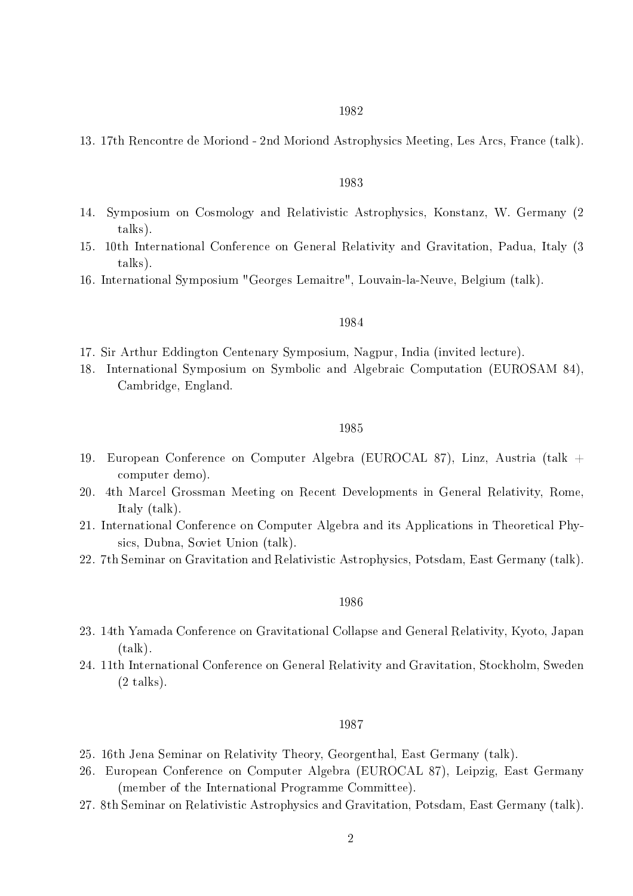## 1982

13. 17th Rencontre de Moriond - 2nd Moriond Astrophysics Meeting, Les Arcs, France (talk).

## 1983

14. Symposium on Cosmology and Relativistic Astrophysics, Konstanz, W. Germany (2 talks).
15. 10th International Conference on General Relativity and Gravitation, Padua, Italy (3 talks).
16. International Symposium "Georges Lemaitre", Louvain-la-Neuve, Belgium (talk).

## 1984

17. Sir Arthur Eddington Centenary Symposium, Nagpur, India (invited lecture).
18. International Symposium on Symbolic and Algebraic Computation (EUROSAM 84), Cambridge, England.

## 1985

19. European Conference on Computer Algebra (EUROCAL 87), Linz, Austria (talk + computer demo).
20. 4th Marcel Grossman Meeting on Recent Developments in General Relativity, Rome, Italy (talk).
21. International Conference on Computer Algebra and its Applications in Theoretical Physics, Dubna, Soviet Union (talk).
22. 7th Seminar on Gravitation and Relativistic Astrophysics, Potsdam, East Germany (talk).

## 1986

23. 14th Yamada Conference on Gravitational Collapse and General Relativity, Kyoto, Japan (talk).
24. 11th International Conference on General Relativity and Gravitation, Stockholm, Sweden (2 talks).

## 1987

25. 16th Jena Seminar on Relativity Theory, Georgenthal, East Germany (talk).
26. European Conference on Computer Algebra (EUROCAL 87), Leipzig, East Germany (member of the International Programme Committee).
27. 8th Seminar on Relativistic Astrophysics and Gravitation, Potsdam, East Germany (talk).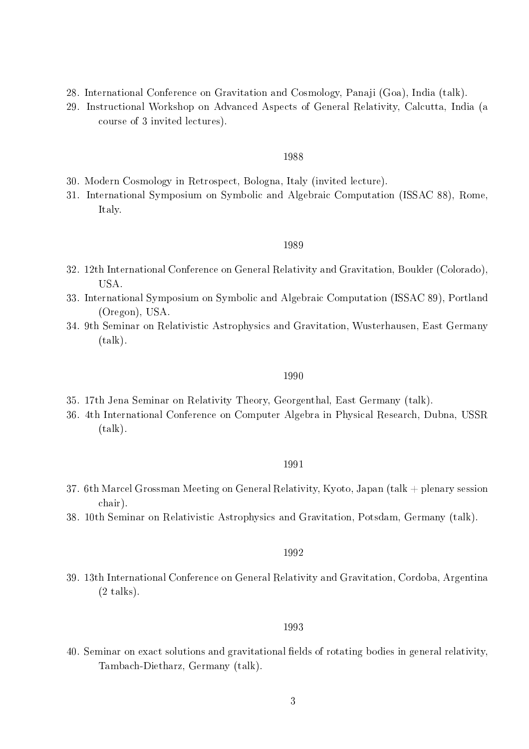28. International Conference on Gravitation and Cosmology, Panaji (Goa), India (talk).
29. Instructional Workshop on Advanced Aspects of General Relativity, Calcutta, India (a course of 3 invited lectures).

1988

30. Modern Cosmology in Retrospect, Bologna, Italy (invited lecture).
31. International Symposium on Symbolic and Algebraic Computation (ISSAC 88), Rome, Italy.

1989

32. 12th International Conference on General Relativity and Gravitation, Boulder (Colorado), USA.
33. International Symposium on Symbolic and Algebraic Computation (ISSAC 89), Portland (Oregon), USA.
34. 9th Seminar on Relativistic Astrophysics and Gravitation, Wusterhausen, East Germany (talk).

1990

35. 17th Jena Seminar on Relativity Theory, Georgenthal, East Germany (talk).
36. 4th International Conference on Computer Algebra in Physical Research, Dubna, USSR (talk).

1991

37. 6th Marcel Grossman Meeting on General Relativity, Kyoto, Japan (talk + plenary session chair).
38. 10th Seminar on Relativistic Astrophysics and Gravitation, Potsdam, Germany (talk).

1992

39. 13th International Conference on General Relativity and Gravitation, Cordoba, Argentina (2 talks).

1993

40. Seminar on exact solutions and gravitational fields of rotating bodies in general relativity, Tambach-Dietharz, Germany (talk).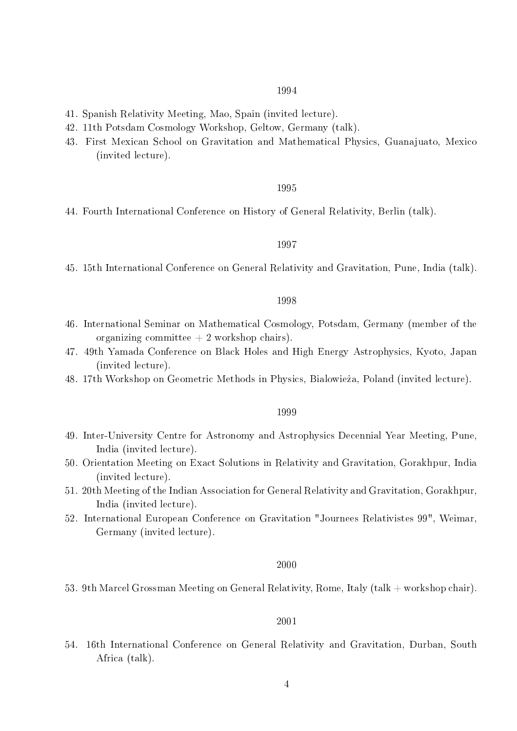1994

41. Spanish Relativity Meeting, Mao, Spain (invited lecture).
42. 11th Potsdam Cosmology Workshop, Geltow, Germany (talk).
43. First Mexican School on Gravitation and Mathematical Physics, Guanajuato, Mexico (invited lecture).

1995

44. Fourth International Conference on History of General Relativity, Berlin (talk).

1997

45. 15th International Conference on General Relativity and Gravitation, Pune, India (talk).

1998

46. International Seminar on Mathematical Cosmology, Potsdam, Germany (member of the organizing committee + 2 workshop chairs).
47. 49th Yamada Conference on Black Holes and High Energy Astrophysics, Kyoto, Japan (invited lecture).
48. 17th Workshop on Geometric Methods in Physics, Bialowieża, Poland (invited lecture).

1999

49. Inter-University Centre for Astronomy and Astrophysics Decennial Year Meeting, Pune, India (invited lecture).
50. Orientation Meeting on Exact Solutions in Relativity and Gravitation, Gorakhpur, India (invited lecture).
51. 20th Meeting of the Indian Association for General Relativity and Gravitation, Gorakhpur, India (invited lecture).
52. International European Conference on Gravitation "Journees Relativistes 99", Weimar, Germany (invited lecture).

2000

53. 9th Marcel Grossman Meeting on General Relativity, Rome, Italy (talk + workshop chair).

2001

54. 16th International Conference on General Relativity and Gravitation, Durban, South Africa (talk).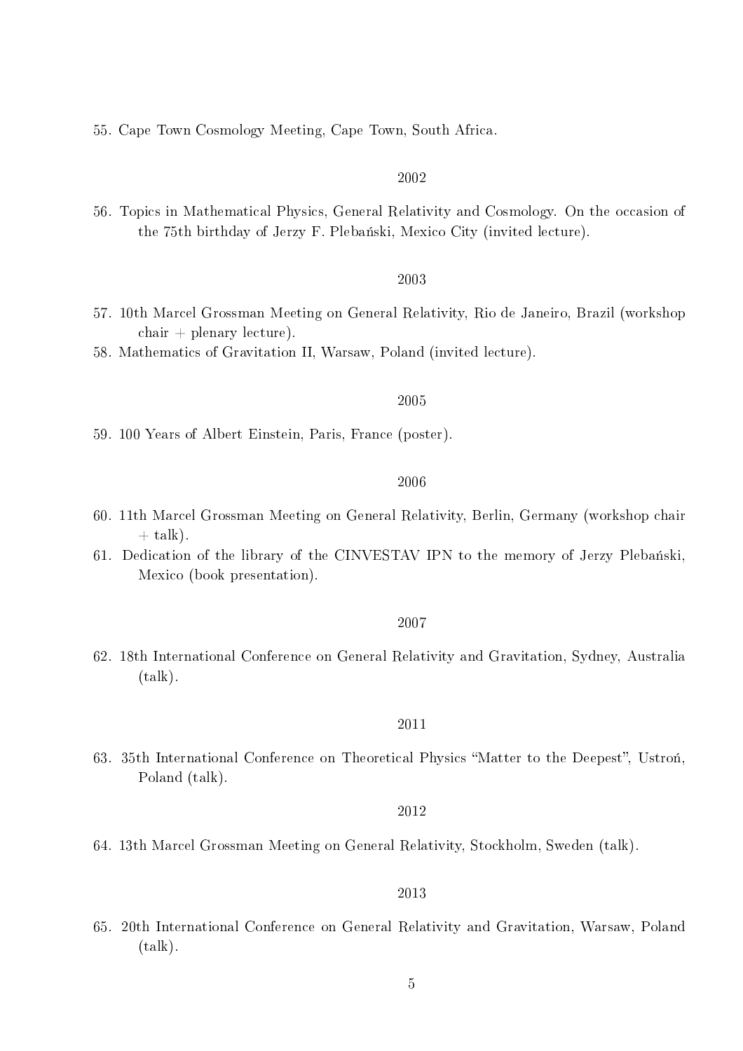55. Cape Town Cosmology Meeting, Cape Town, South Africa.

2002

56. Topics in Mathematical Physics, General Relativity and Cosmology. On the occasion of the 75th birthday of Jerzy F. Plebański, Mexico City (invited lecture).

2003

57. 10th Marcel Grossman Meeting on General Relativity, Rio de Janeiro, Brazil (workshop chair + plenary lecture).
58. Mathematics of Gravitation II, Warsaw, Poland (invited lecture).

2005

59. 100 Years of Albert Einstein, Paris, France (poster).

2006

60. 11th Marcel Grossman Meeting on General Relativity, Berlin, Germany (workshop chair + talk).
61. Dedication of the library of the CINVESTAV IPN to the memory of Jerzy Plebański, Mexico (book presentation).

2007

62. 18th International Conference on General Relativity and Gravitation, Sydney, Australia (talk).

2011

63. 35th International Conference on Theoretical Physics "Matter to the Deepest", Ustroń, Poland (talk).

2012

64. 13th Marcel Grossman Meeting on General Relativity, Stockholm, Sweden (talk).

2013

65. 20th International Conference on General Relativity and Gravitation, Warsaw, Poland (talk).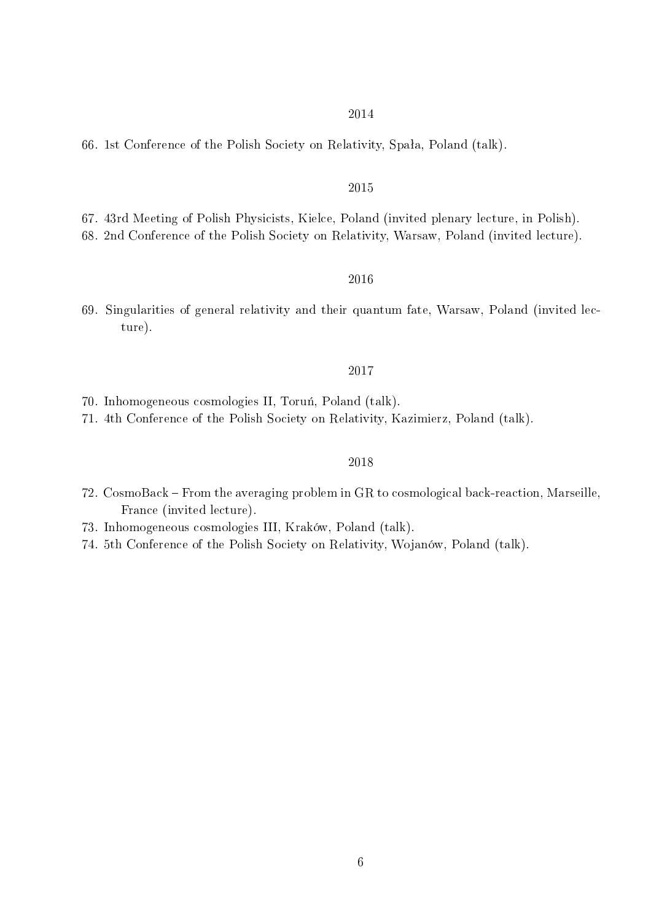2014

66. 1st Conference of the Polish Society on Relativity, Spała, Poland (talk).

2015

67. 43rd Meeting of Polish Physicists, Kielce, Poland (invited plenary lecture, in Polish).
68. 2nd Conference of the Polish Society on Relativity, Warsaw, Poland (invited lecture).

2016

69. Singularities of general relativity and their quantum fate, Warsaw, Poland (invited lecture).

2017

70. Inhomogeneous cosmologies II, Toruń, Poland (talk).
71. 4th Conference of the Polish Society on Relativity, Kazimierz, Poland (talk).

2018

72. CosmoBack – From the averaging problem in GR to cosmological back-reaction, Marseille, France (invited lecture).
73. Inhomogeneous cosmologies III, Kraków, Poland (talk).
74. 5th Conference of the Polish Society on Relativity, Wojanów, Poland (talk).